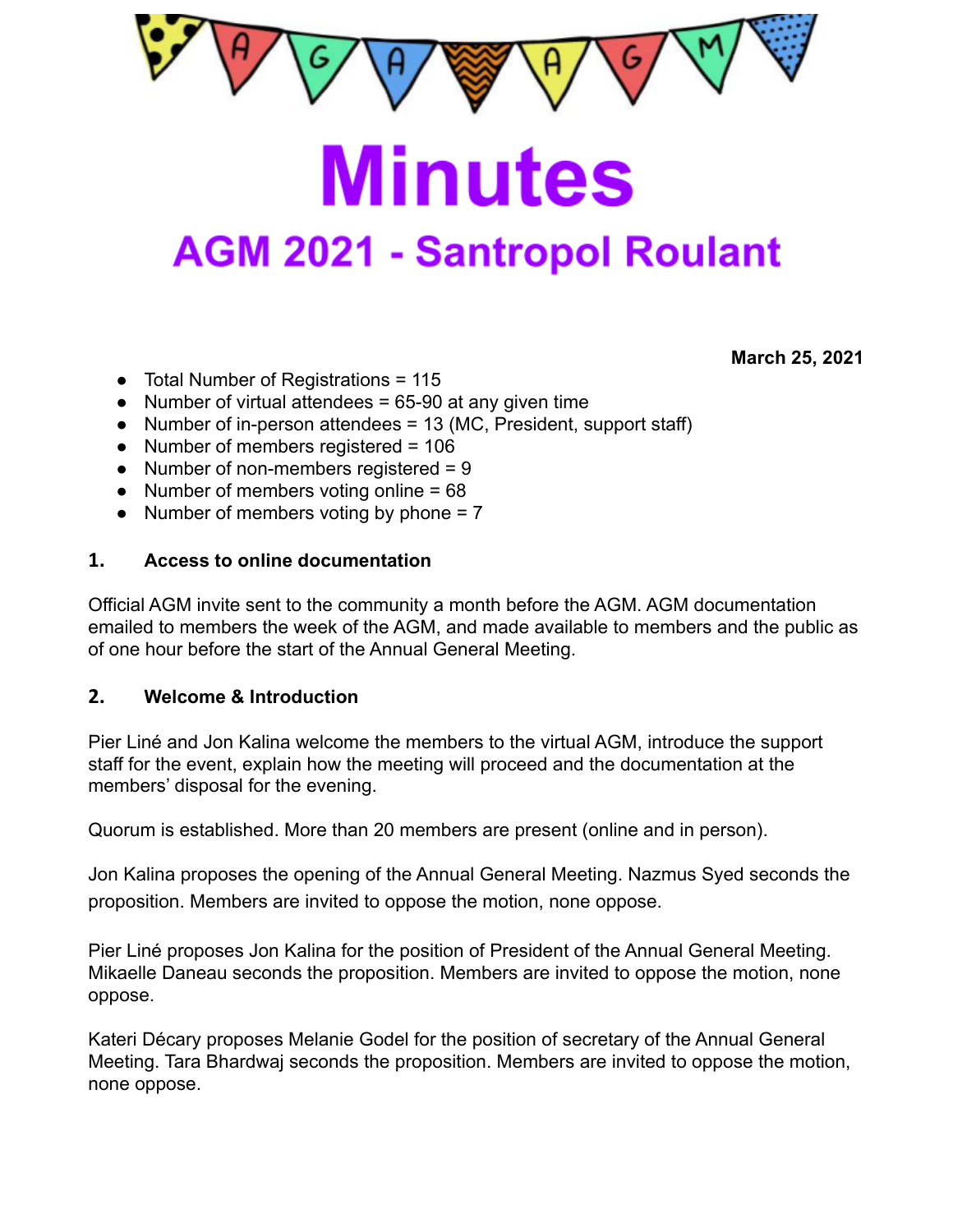# Minutes

## AGM 2021 - Santropol Roulant

**March 25, 2021**

- Total Number of Registrations = 115
- Number of virtual attendees = 65-90 at any given time
- Number of in-person attendees = 13 (MC, President, support staff)
- Number of members registered = 106
- Number of non-members registered = 9
- Number of members voting online = 68
- Number of members voting by phone = 7

### 1. Access to online documentation

Official AGM invite sent to the community a month before the AGM. AGM documentation emailed to members the week of the AGM, and made available to members and the public as of one hour before the start of the Annual General Meeting.

### 2. Welcome & Introduction

Pier Liné and Jon Kalina welcome the members to the virtual AGM, introduce the support staff for the event, explain how the meeting will proceed and the documentation at the members' disposal for the evening.

Quorum is established. More than 20 members are present (online and in person).

Jon Kalina proposes the opening of the Annual General Meeting. Nazmus Syed seconds the proposition. Members are invited to oppose the motion, none oppose.

Pier Liné proposes Jon Kalina for the position of President of the Annual General Meeting. Mikaelle Daneau seconds the proposition. Members are invited to oppose the motion, none oppose.

Kateri Décary proposes Melanie Godel for the position of secretary of the Annual General Meeting. Tara Bhardwaj seconds the proposition. Members are invited to oppose the motion, none oppose.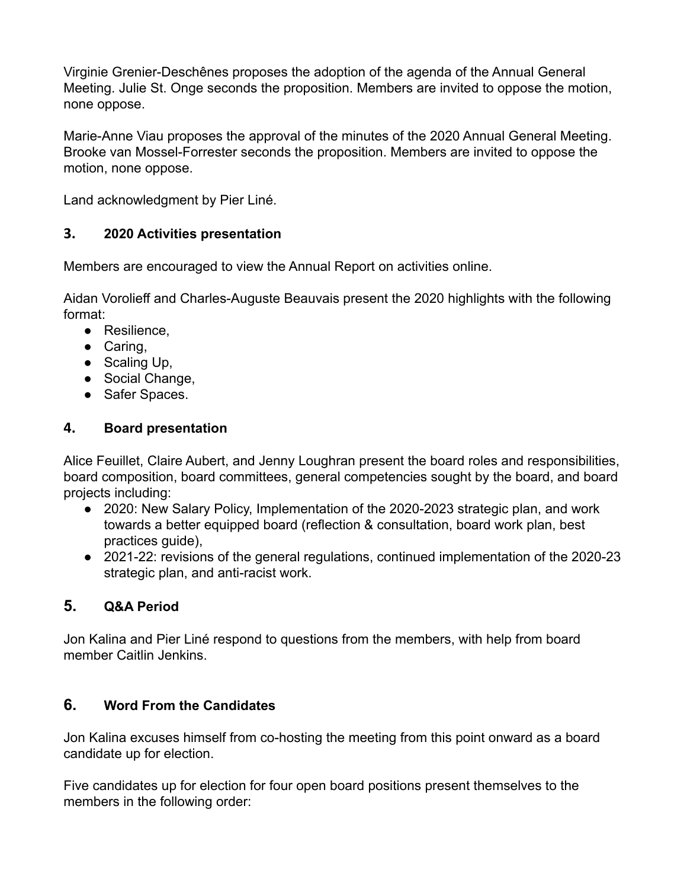Virginie Grenier-Deschênes proposes the adoption of the agenda of the Annual General Meeting. Julie St. Onge seconds the proposition. Members are invited to oppose the motion, none oppose.

Marie-Anne Viau proposes the approval of the minutes of the 2020 Annual General Meeting. Brooke van Mossel-Forrester seconds the proposition. Members are invited to oppose the motion, none oppose.

Land acknowledgment by Pier Liné.

### 3. 2020 Activities presentation

Members are encouraged to view the Annual Report on activities online.

Aidan Vorolieff and Charles-Auguste Beauvais present the 2020 highlights with the following format:

- Resilience,
- Caring,
- Scaling Up,
- Social Change,
- Safer Spaces.

### 4. Board presentation

Alice Feuillet, Claire Aubert, and Jenny Loughran present the board roles and responsibilities, board composition, board committees, general competencies sought by the board, and board projects including:

- 2020: New Salary Policy, Implementation of the 2020-2023 strategic plan, and work towards a better equipped board (reflection & consultation, board work plan, best practices guide),
- 2021-22: revisions of the general regulations, continued implementation of the 2020-23 strategic plan, and anti-racist work.

### 5. Q&A Period

Jon Kalina and Pier Liné respond to questions from the members, with help from board member Caitlin Jenkins.

### 6. Word From the Candidates

Jon Kalina excuses himself from co-hosting the meeting from this point onward as a board candidate up for election.

Five candidates up for election for four open board positions present themselves to the members in the following order: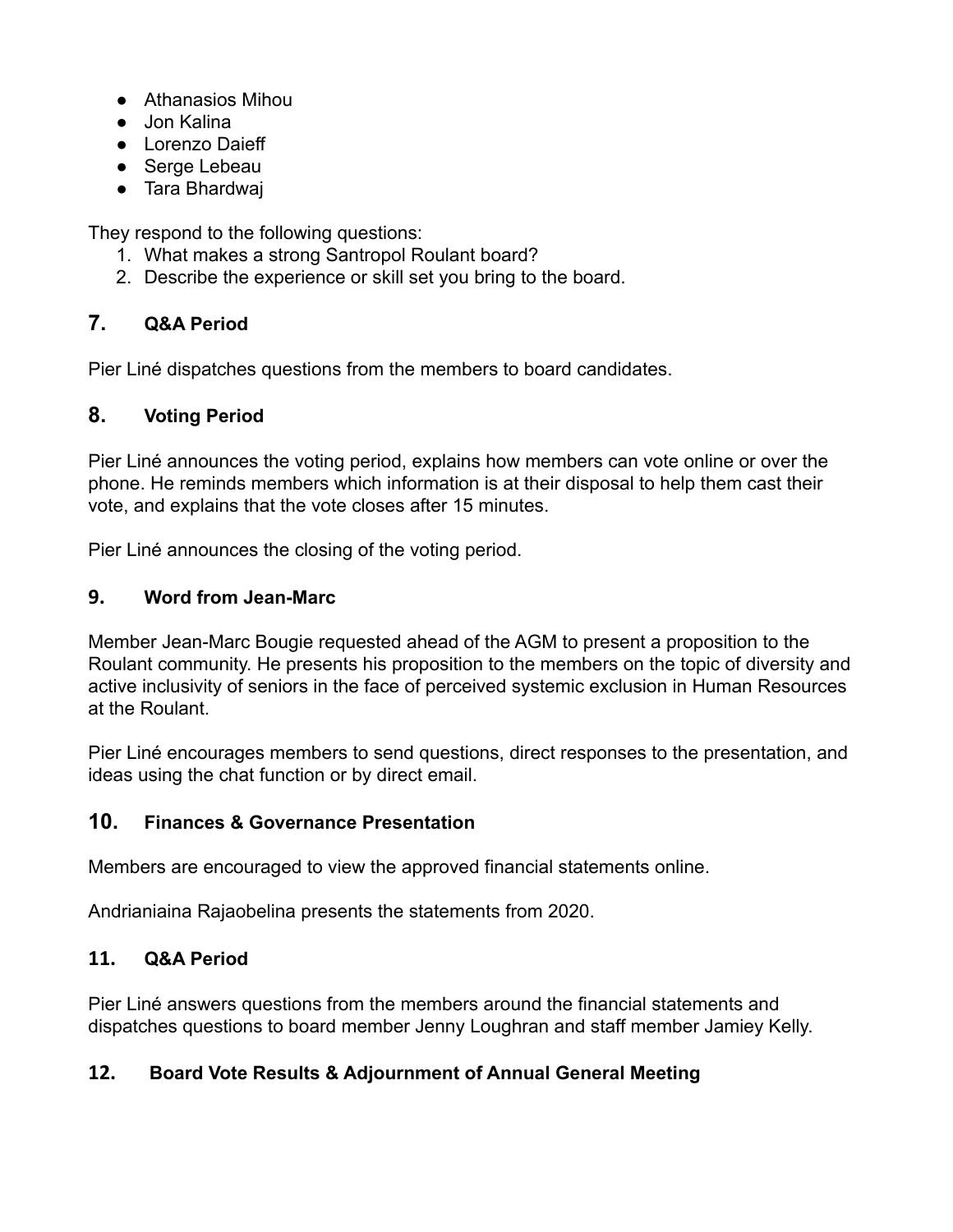- Athanasios Mihou
- Jon Kalina
- Lorenzo Daieff
- Serge Lebeau
- Tara Bhardwaj

They respond to the following questions:

1. What makes a strong Santropol Roulant board?
2. Describe the experience or skill set you bring to the board.

## 7. Q&A Period

Pier Liné dispatches questions from the members to board candidates.

## 8. Voting Period

Pier Liné announces the voting period, explains how members can vote online or over the phone. He reminds members which information is at their disposal to help them cast their vote, and explains that the vote closes after 15 minutes.

Pier Liné announces the closing of the voting period.

## 9. Word from Jean-Marc

Member Jean-Marc Bougie requested ahead of the AGM to present a proposition to the Roulant community. He presents his proposition to the members on the topic of diversity and active inclusivity of seniors in the face of perceived systemic exclusion in Human Resources at the Roulant.

Pier Liné encourages members to send questions, direct responses to the presentation, and ideas using the chat function or by direct email.

## 10. Finances & Governance Presentation

Members are encouraged to view the approved financial statements online.

Andrianiaina Rajaobelina presents the statements from 2020.

## 11. Q&A Period

Pier Liné answers questions from the members around the financial statements and dispatches questions to board member Jenny Loughran and staff member Jamiey Kelly.

## 12. Board Vote Results & Adjournment of Annual General Meeting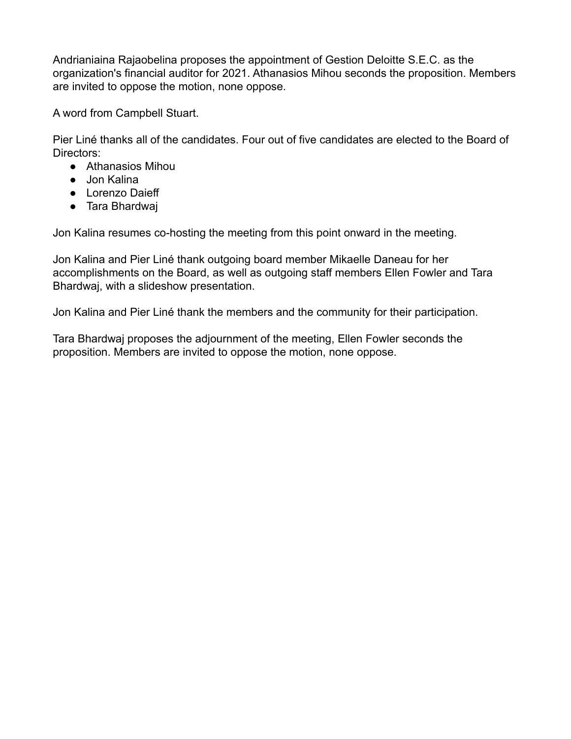Andrianiaina Rajaobelina proposes the appointment of Gestion Deloitte S.E.C. as the organization's financial auditor for 2021. Athanasios Mihou seconds the proposition. Members are invited to oppose the motion, none oppose.

A word from Campbell Stuart.

Pier Liné thanks all of the candidates. Four out of five candidates are elected to the Board of Directors:

- Athanasios Mihou
- Jon Kalina
- Lorenzo Daieff
- Tara Bhardwaj

Jon Kalina resumes co-hosting the meeting from this point onward in the meeting.

Jon Kalina and Pier Liné thank outgoing board member Mikaelle Daneau for her accomplishments on the Board, as well as outgoing staff members Ellen Fowler and Tara Bhardwaj, with a slideshow presentation.

Jon Kalina and Pier Liné thank the members and the community for their participation.

Tara Bhardwaj proposes the adjournment of the meeting, Ellen Fowler seconds the proposition. Members are invited to oppose the motion, none oppose.